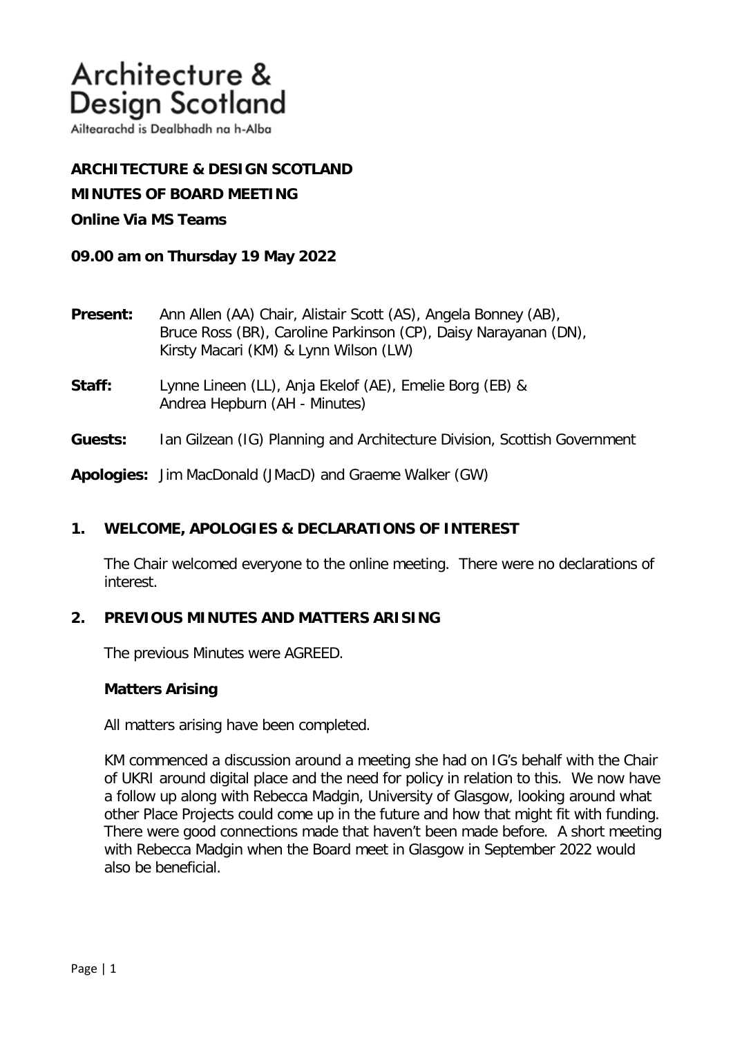# Architecture & Design Scotland

Ailtearachd is Dealbhadh na h-Alba

**ARCHITECTURE & DESIGN SCOTLAND**

**MINUTES OF BOARD MEETING**

**Online Via MS Teams**

**09.00 am on Thursday 19 May 2022**

**Present:** Ann Allen (AA) Chair, Alistair Scott (AS), Angela Bonney (AB), Bruce Ross (BR), Caroline Parkinson (CP), Daisy Narayanan (DN), Kirsty Macari (KM) & Lynn Wilson (LW)

**Staff:** Lynne Lineen (LL), Anja Ekelof (AE), Emelie Borg (EB) & Andrea Hepburn (AH - Minutes)

**Guests:** Ian Gilzean (IG) Planning and Architecture Division, Scottish Government

**Apologies:** Jim MacDonald (JMacD) and Graeme Walker (GW)

## 1. WELCOME, APOLOGIES & DECLARATIONS OF INTEREST

The Chair welcomed everyone to the online meeting. There were no declarations of interest.

## 2. PREVIOUS MINUTES AND MATTERS ARISING

The previous Minutes were AGREED.

### Matters Arising

All matters arising have been completed.

KM commenced a discussion around a meeting she had on IG's behalf with the Chair of UKRI around digital place and the need for policy in relation to this. We now have a follow up along with Rebecca Madgin, University of Glasgow, looking around what other Place Projects could come up in the future and how that might fit with funding. There were good connections made that haven't been made before. A short meeting with Rebecca Madgin when the Board meet in Glasgow in September 2022 would also be beneficial.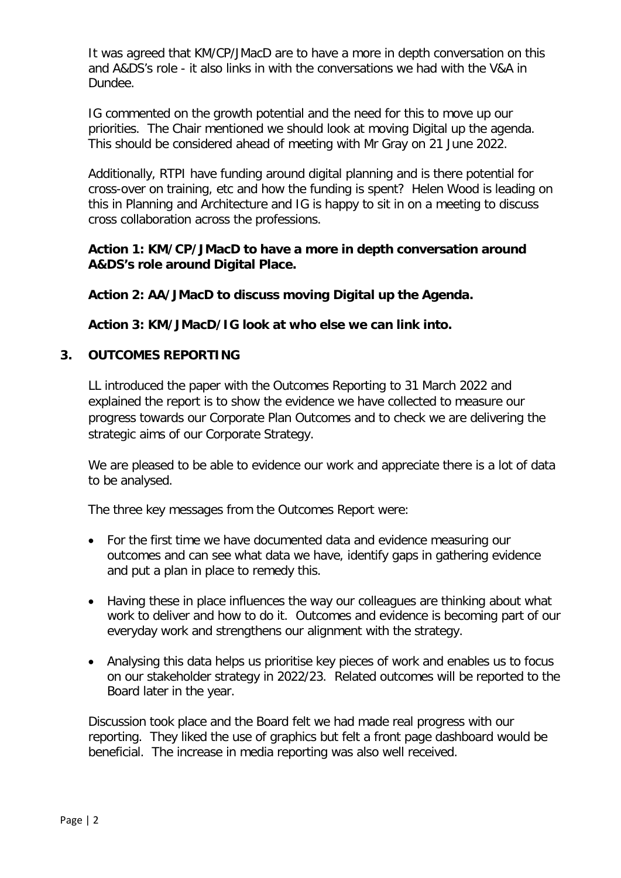It was agreed that KM/CP/JMacD are to have a more in depth conversation on this and A&DS's role - it also links in with the conversations we had with the V&A in Dundee.

IG commented on the growth potential and the need for this to move up our priorities. The Chair mentioned we should look at moving Digital up the agenda. This should be considered ahead of meeting with Mr Gray on 21 June 2022.

Additionally, RTPI have funding around digital planning and is there potential for cross-over on training, etc and how the funding is spent? Helen Wood is leading on this in Planning and Architecture and IG is happy to sit in on a meeting to discuss cross collaboration across the professions.

**Action 1: KM/CP/JMacD to have a more in depth conversation around A&DS's role around Digital Place.**

**Action 2: AA/JMacD to discuss moving Digital up the Agenda.**

**Action 3: KM/JMacD/IG look at who else we can link into.**

## 3. OUTCOMES REPORTING

LL introduced the paper with the Outcomes Reporting to 31 March 2022 and explained the report is to show the evidence we have collected to measure our progress towards our Corporate Plan Outcomes and to check we are delivering the strategic aims of our Corporate Strategy.

We are pleased to be able to evidence our work and appreciate there is a lot of data to be analysed.

The three key messages from the Outcomes Report were:

- For the first time we have documented data and evidence measuring our outcomes and can see what data we have, identify gaps in gathering evidence and put a plan in place to remedy this.
- Having these in place influences the way our colleagues are thinking about what work to deliver and how to do it. Outcomes and evidence is becoming part of our everyday work and strengthens our alignment with the strategy.
- Analysing this data helps us prioritise key pieces of work and enables us to focus on our stakeholder strategy in 2022/23. Related outcomes will be reported to the Board later in the year.

Discussion took place and the Board felt we had made real progress with our reporting. They liked the use of graphics but felt a front page dashboard would be beneficial. The increase in media reporting was also well received.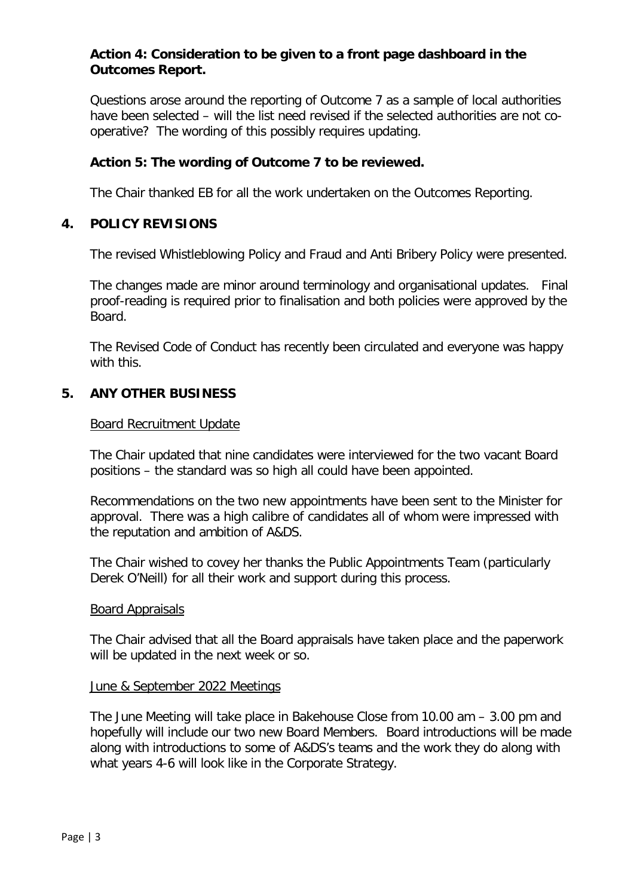**Action 4: Consideration to be given to a front page dashboard in the Outcomes Report.**

Questions arose around the reporting of Outcome 7 as a sample of local authorities have been selected – will the list need revised if the selected authorities are not co-operative? The wording of this possibly requires updating.

**Action 5: The wording of Outcome 7 to be reviewed.**

The Chair thanked EB for all the work undertaken on the Outcomes Reporting.

## 4. POLICY REVISIONS

The revised Whistleblowing Policy and Fraud and Anti Bribery Policy were presented.

The changes made are minor around terminology and organisational updates. Final proof-reading is required prior to finalisation and both policies were approved by the Board.

The Revised Code of Conduct has recently been circulated and everyone was happy with this.

## 5. ANY OTHER BUSINESS

<u>Board Recruitment Update</u>

The Chair updated that nine candidates were interviewed for the two vacant Board positions – the standard was so high all could have been appointed.

Recommendations on the two new appointments have been sent to the Minister for approval. There was a high calibre of candidates all of whom were impressed with the reputation and ambition of A&DS.

The Chair wished to covey her thanks the Public Appointments Team (particularly Derek O'Neill) for all their work and support during this process.

<u>Board Appraisals</u>

The Chair advised that all the Board appraisals have taken place and the paperwork will be updated in the next week or so.

<u>June & September 2022 Meetings</u>

The June Meeting will take place in Bakehouse Close from 10.00 am – 3.00 pm and hopefully will include our two new Board Members. Board introductions will be made along with introductions to some of A&DS's teams and the work they do along with what years 4-6 will look like in the Corporate Strategy.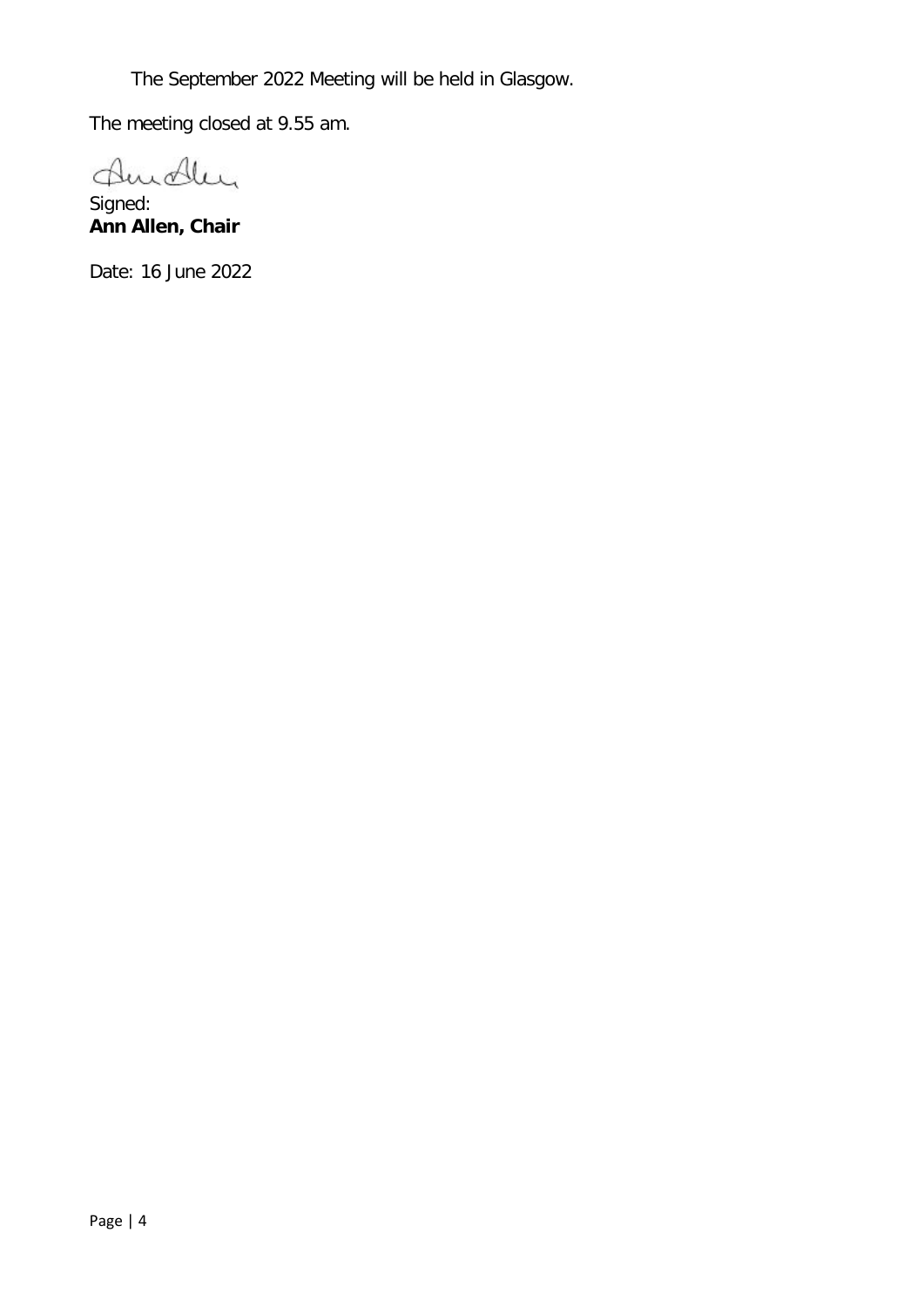The September 2022 Meeting will be held in Glasgow.

The meeting closed at 9.55 am.

Signed:
**Ann Allen, Chair**

Date: 16 June 2022